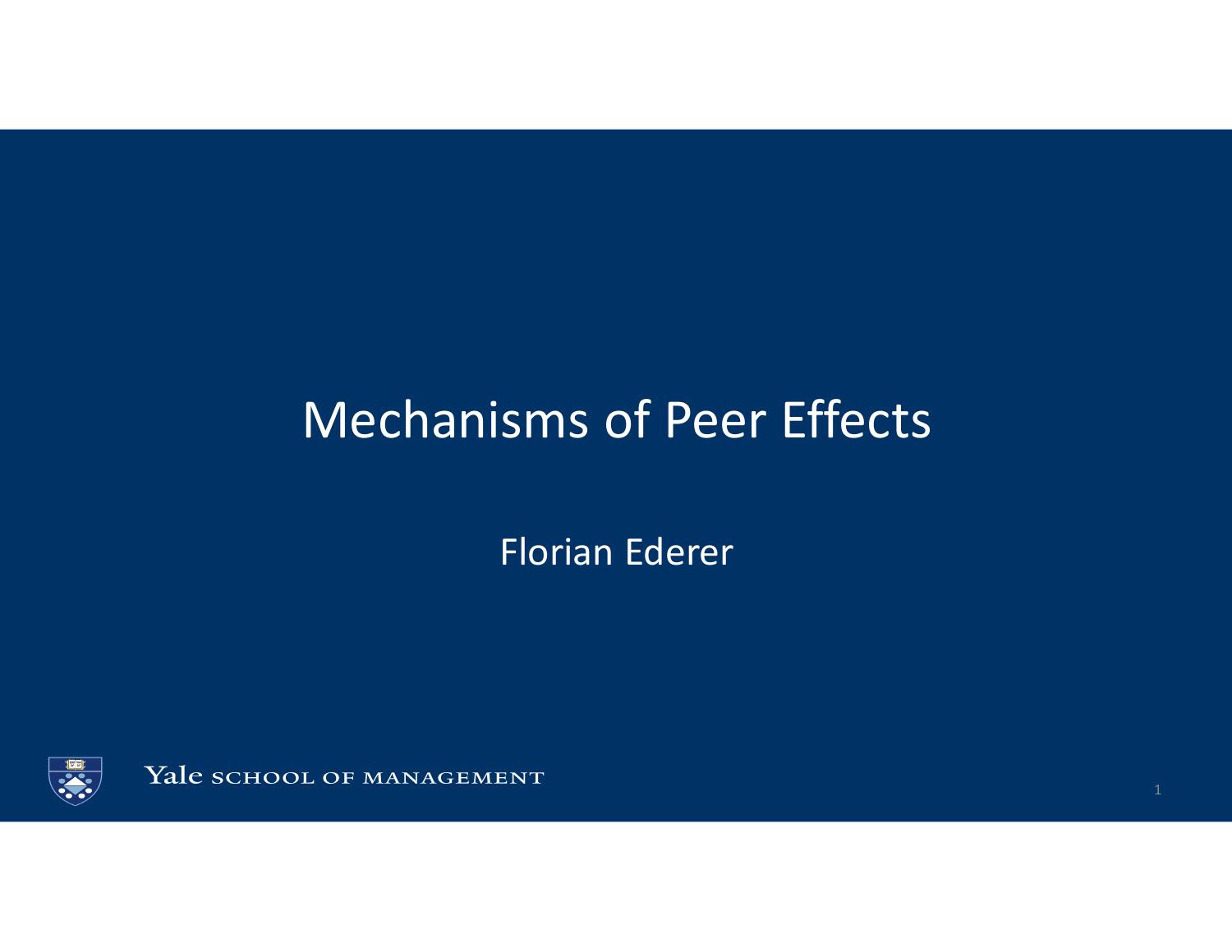# Mechanisms of Peer Effects

Florian Ederer

Yale SCHOOL OF MANAGEMENT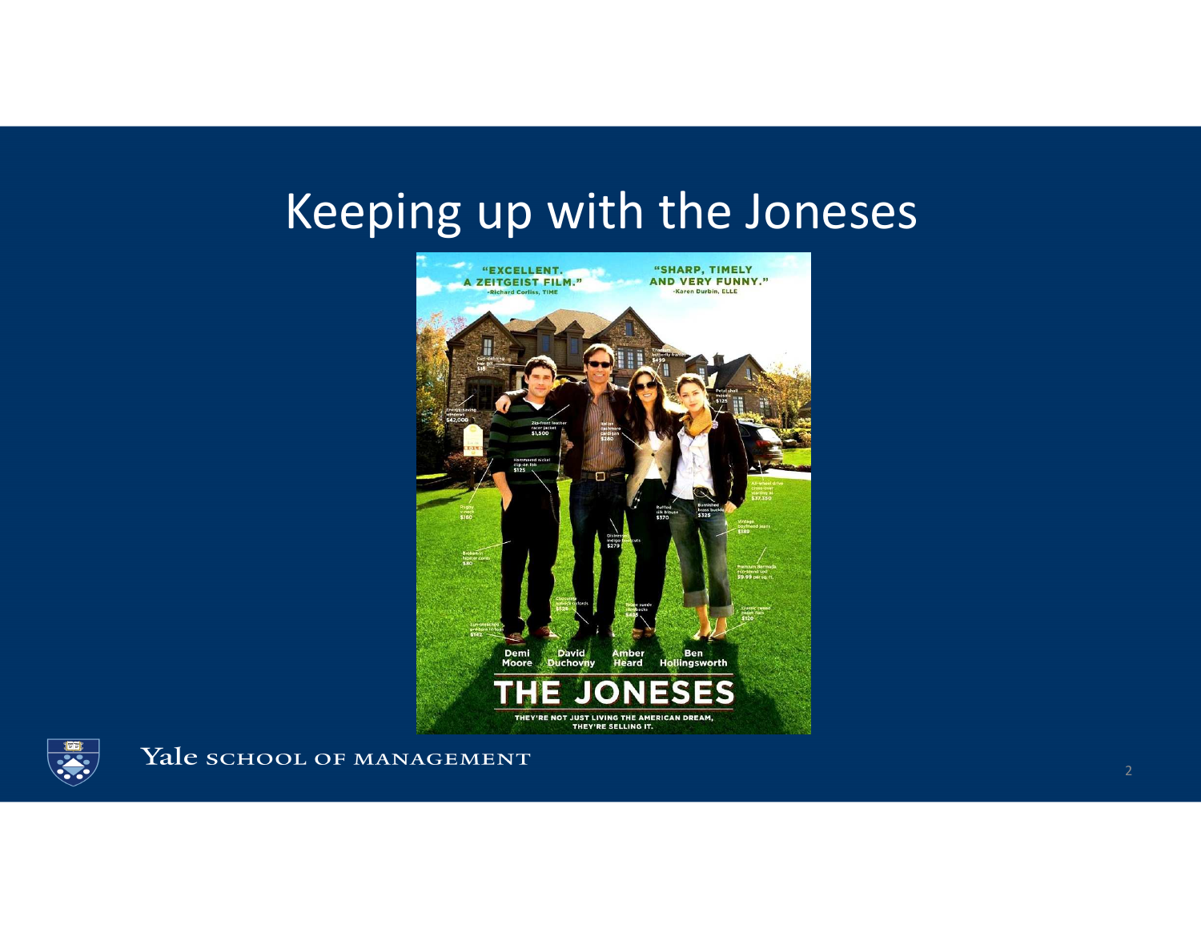# Keeping up with the Joneses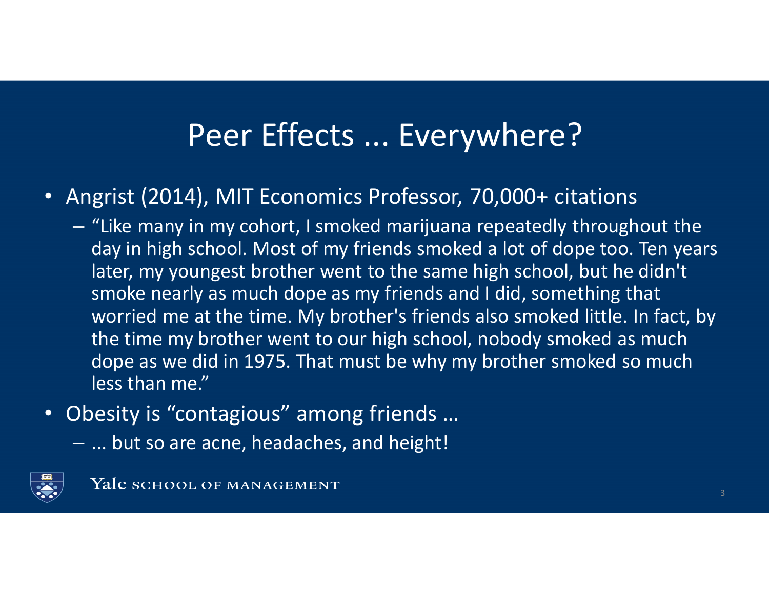# Peer Effects ... Everywhere?

- Angrist (2014), MIT Economics Professor, 70,000+ citations
  - "Like many in my cohort, I smoked marijuana repeatedly throughout the day in high school. Most of my friends smoked a lot of dope too. Ten years later, my youngest brother went to the same high school, but he didn't smoke nearly as much dope as my friends and I did, something that worried me at the time. My brother's friends also smoked little. In fact, by the time my brother went to our high school, nobody smoked as much dope as we did in 1975. That must be why my brother smoked so much less than me."
- Obesity is "contagious" among friends …
  - ... but so are acne, headaches, and height!

Yale SCHOOL OF MANAGEMENT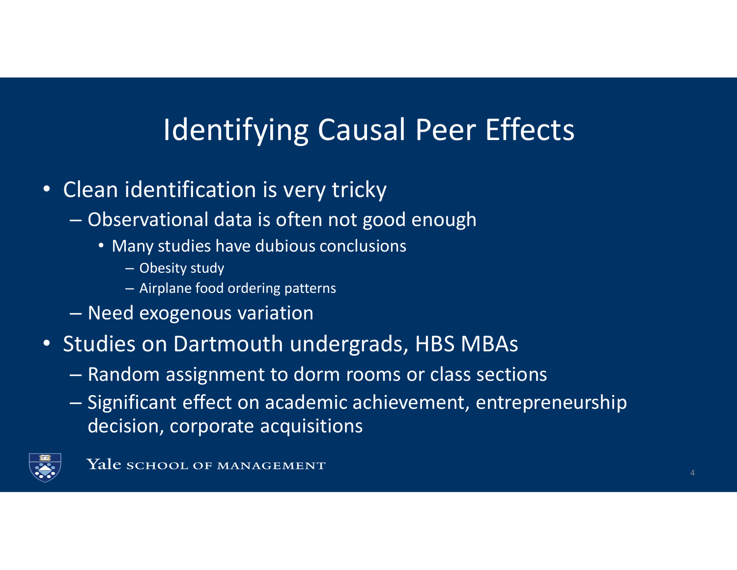# Identifying Causal Peer Effects

- Clean identification is very tricky
  - Observational data is often not good enough
    - Many studies have dubious conclusions
      - Obesity study
      - Airplane food ordering patterns
  - Need exogenous variation
- Studies on Dartmouth undergrads, HBS MBAs
  - Random assignment to dorm rooms or class sections
  - Significant effect on academic achievement, entrepreneurship decision, corporate acquisitions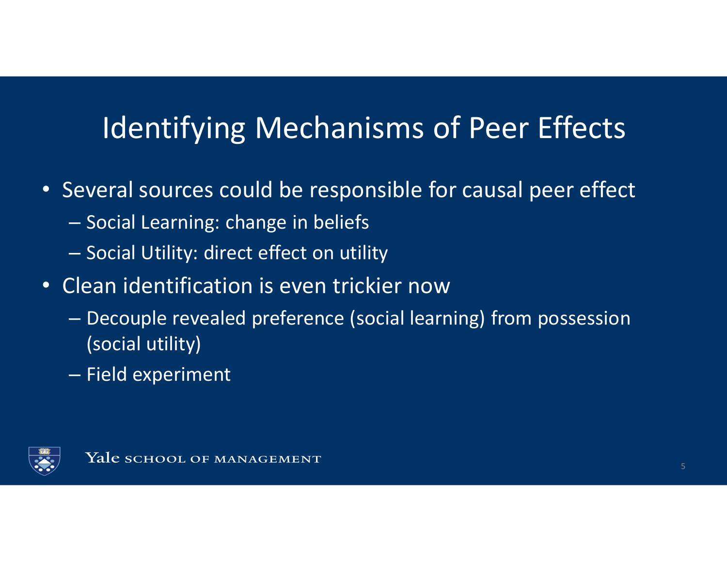# Identifying Mechanisms of Peer Effects

- Several sources could be responsible for causal peer effect
  - Social Learning: change in beliefs
  - Social Utility: direct effect on utility
- Clean identification is even trickier now
  - Decouple revealed preference (social learning) from possession (social utility)
  - Field experiment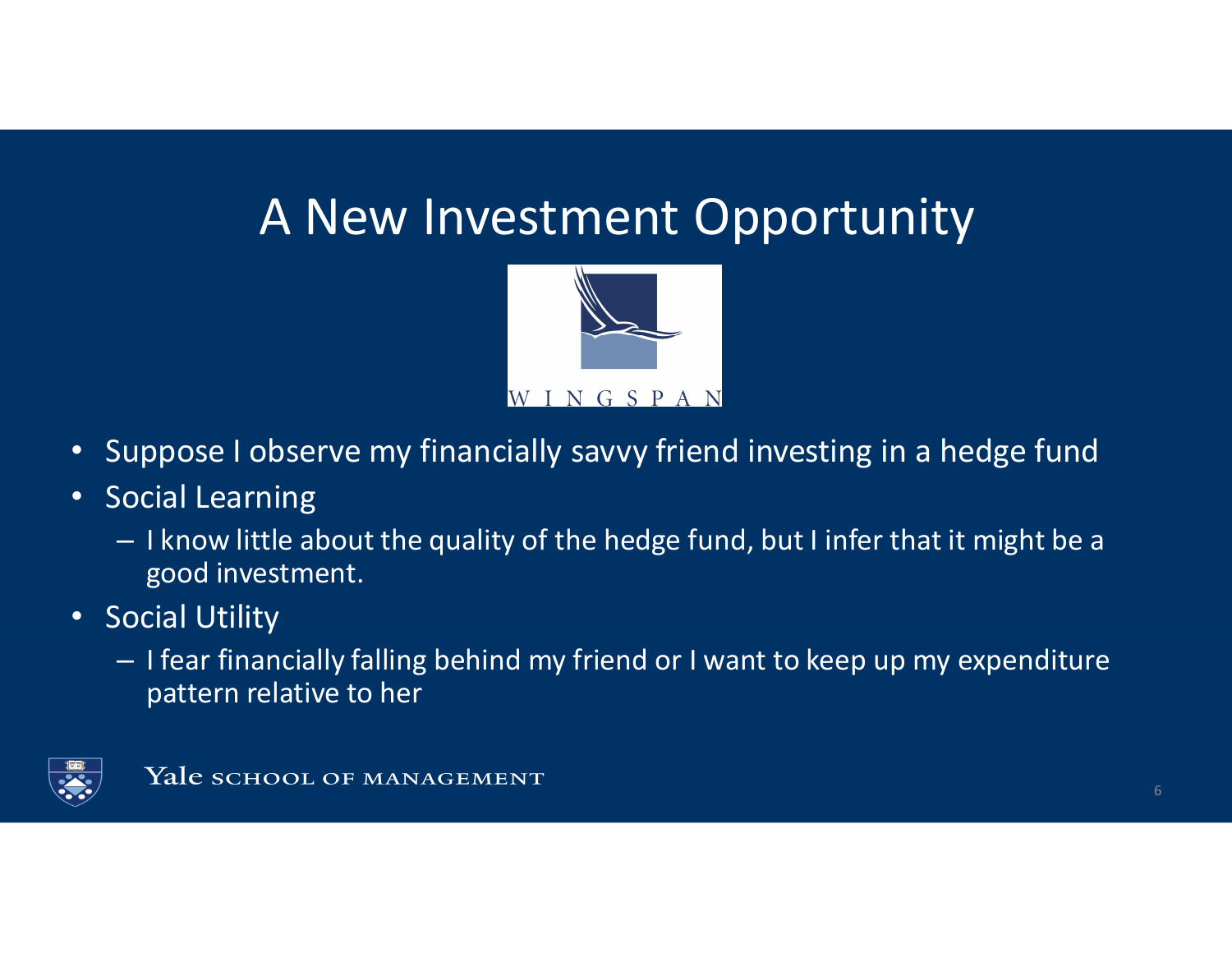# A New Investment Opportunity

WINGSPAN

- Suppose I observe my financially savvy friend investing in a hedge fund
- Social Learning
  - I know little about the quality of the hedge fund, but I infer that it might be a good investment.
- Social Utility
  - I fear financially falling behind my friend or I want to keep up my expenditure pattern relative to her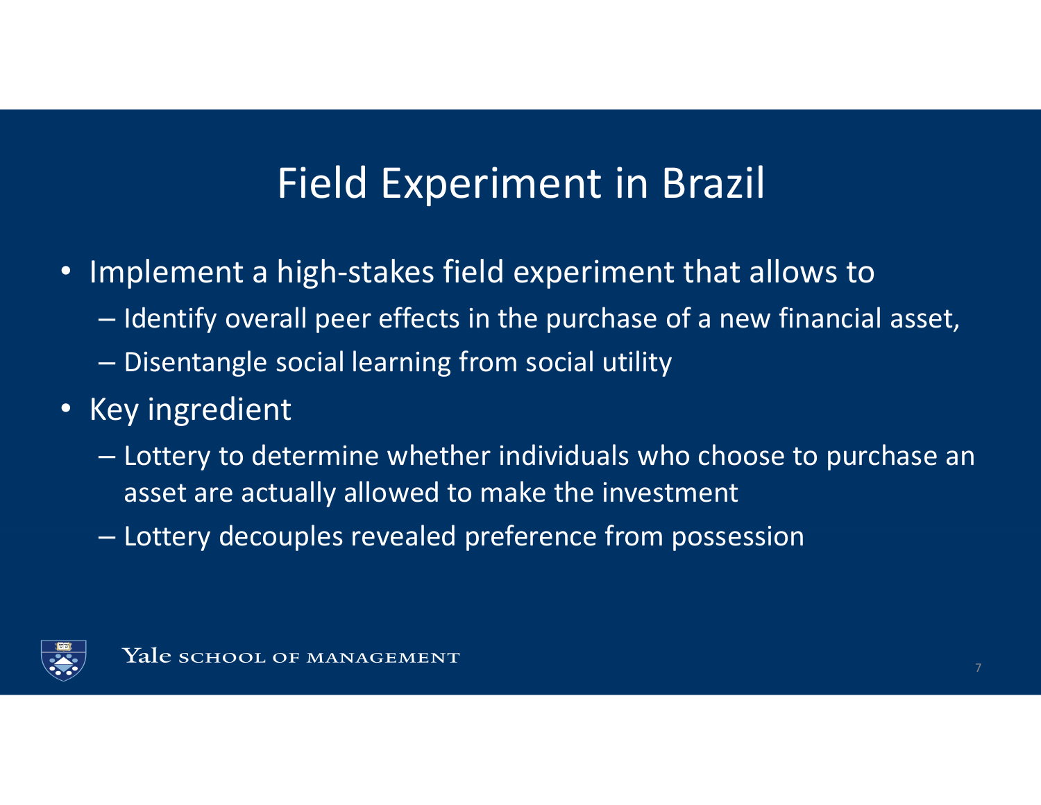# Field Experiment in Brazil

- Implement a high-stakes field experiment that allows to
  - Identify overall peer effects in the purchase of a new financial asset,
  - Disentangle social learning from social utility
- Key ingredient
  - Lottery to determine whether individuals who choose to purchase an asset are actually allowed to make the investment
  - Lottery decouples revealed preference from possession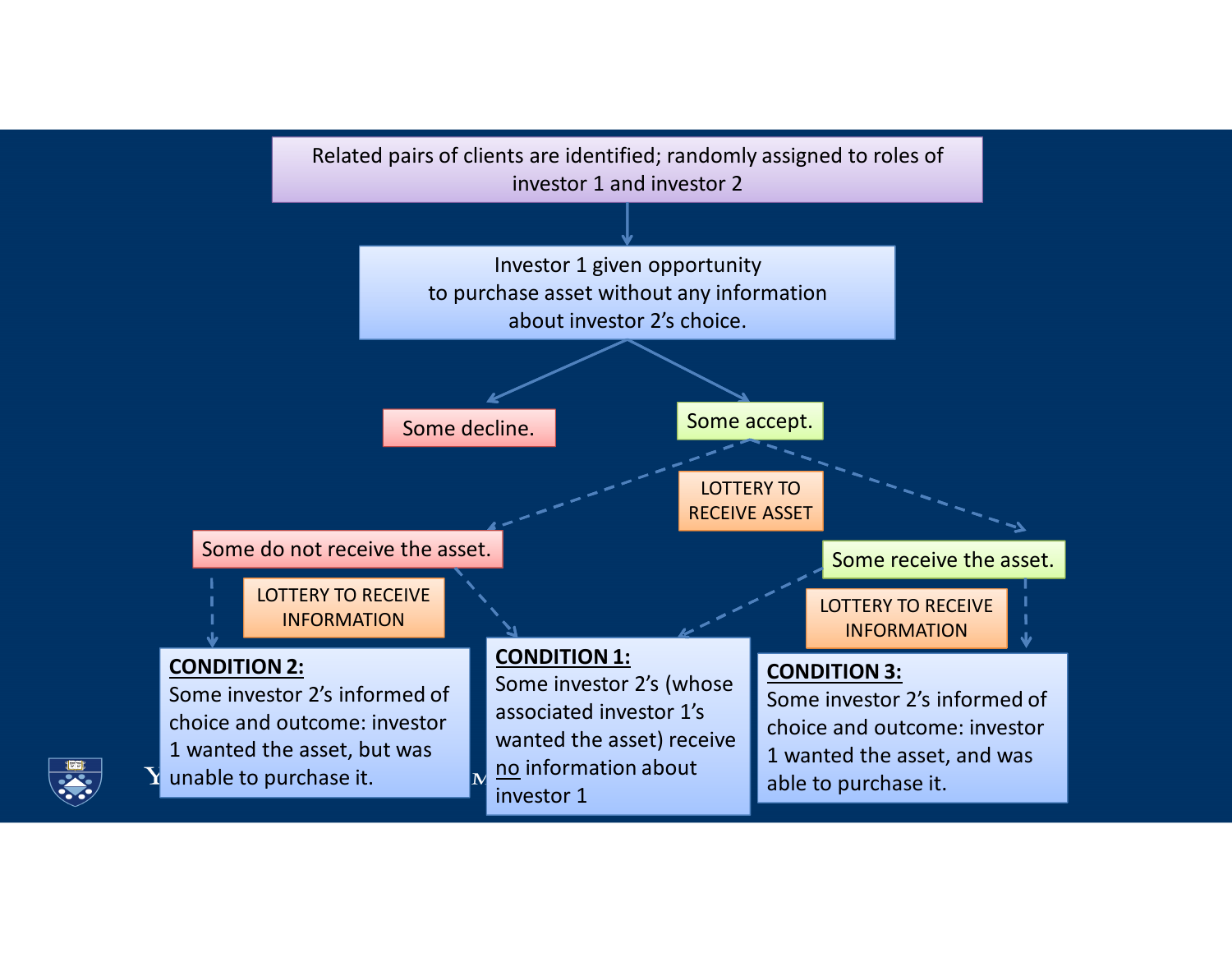Related pairs of clients are identified; randomly assigned to roles of investor 1 and investor 2

Investor 1 given opportunity to purchase asset without any information about investor 2's choice.

Some decline.

Some accept.

LOTTERY TO RECEIVE ASSET

Some do not receive the asset.

Some receive the asset.

LOTTERY TO RECEIVE INFORMATION

LOTTERY TO RECEIVE INFORMATION

**CONDITION 2:**
Some investor 2's informed of choice and outcome: investor 1 wanted the asset, but was unable to purchase it.

**CONDITION 1:**
Some investor 2's (whose associated investor 1's wanted the asset) receive no information about investor 1

**CONDITION 3:**
Some investor 2's informed of choice and outcome: investor 1 wanted the asset, and was able to purchase it.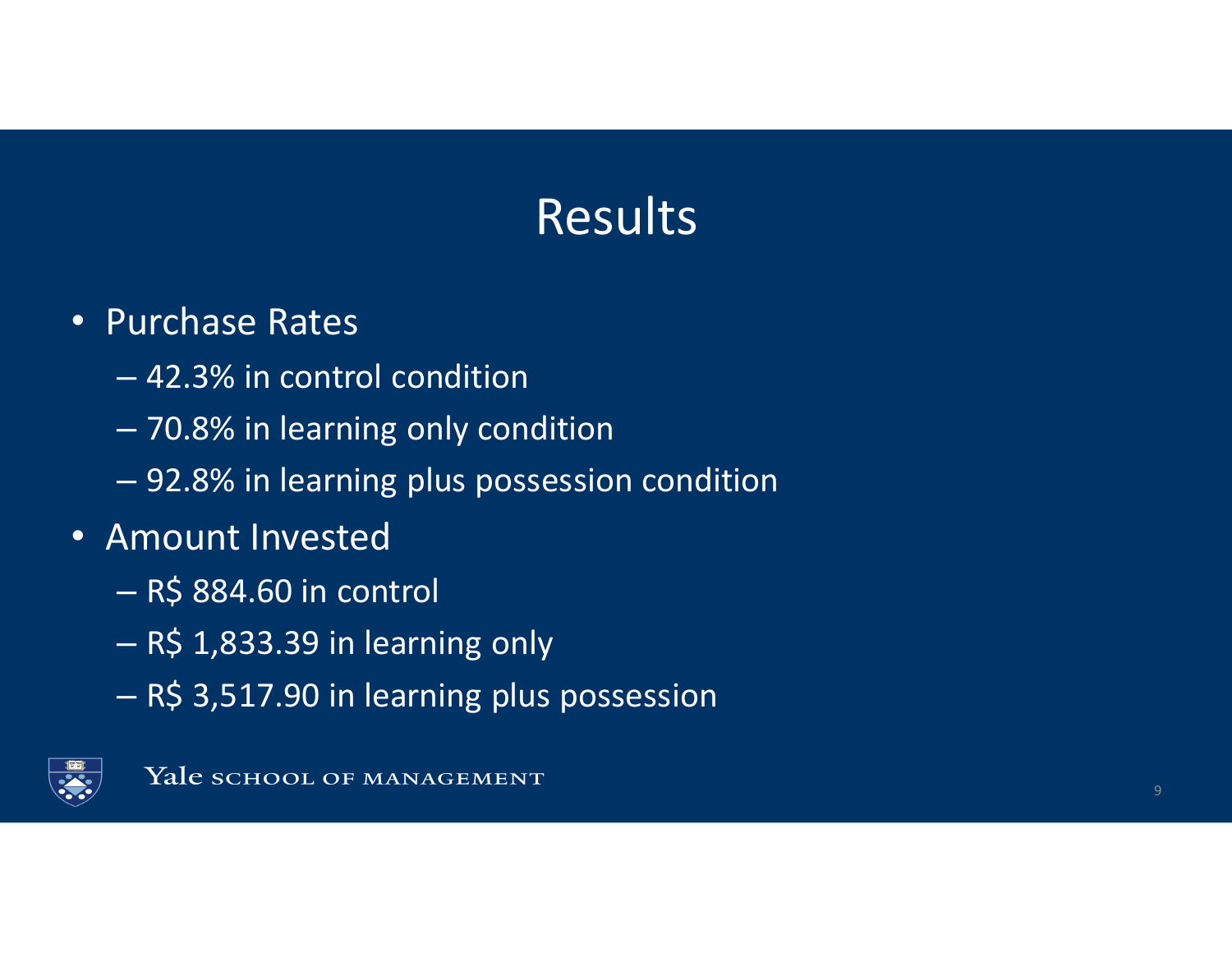# Results

- Purchase Rates
  - 42.3% in control condition
  - 70.8% in learning only condition
  - 92.8% in learning plus possession condition
- Amount Invested
  - R$ 884.60 in control
  - R$ 1,833.39 in learning only
  - R$ 3,517.90 in learning plus possession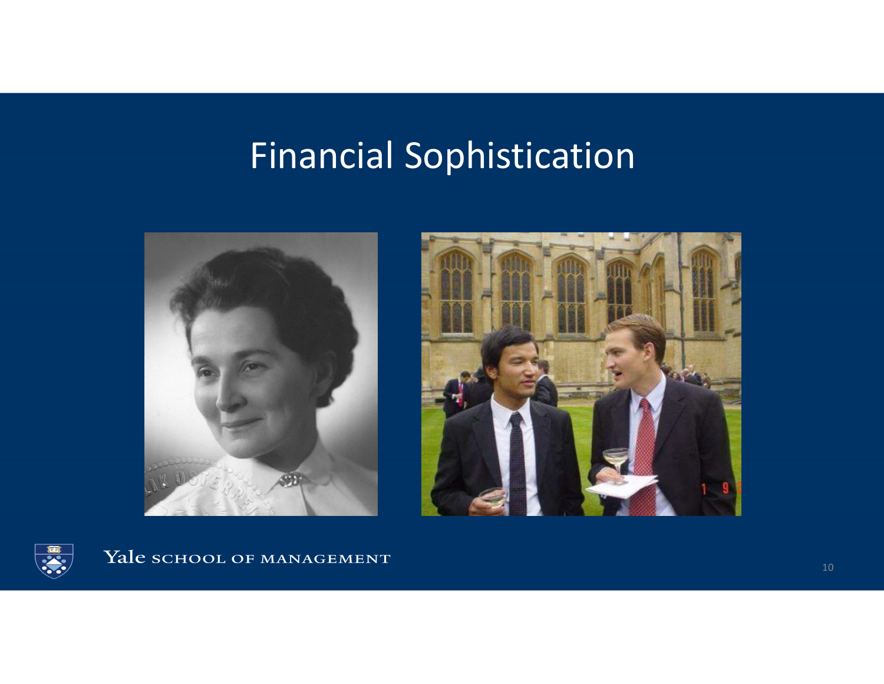# Financial Sophistication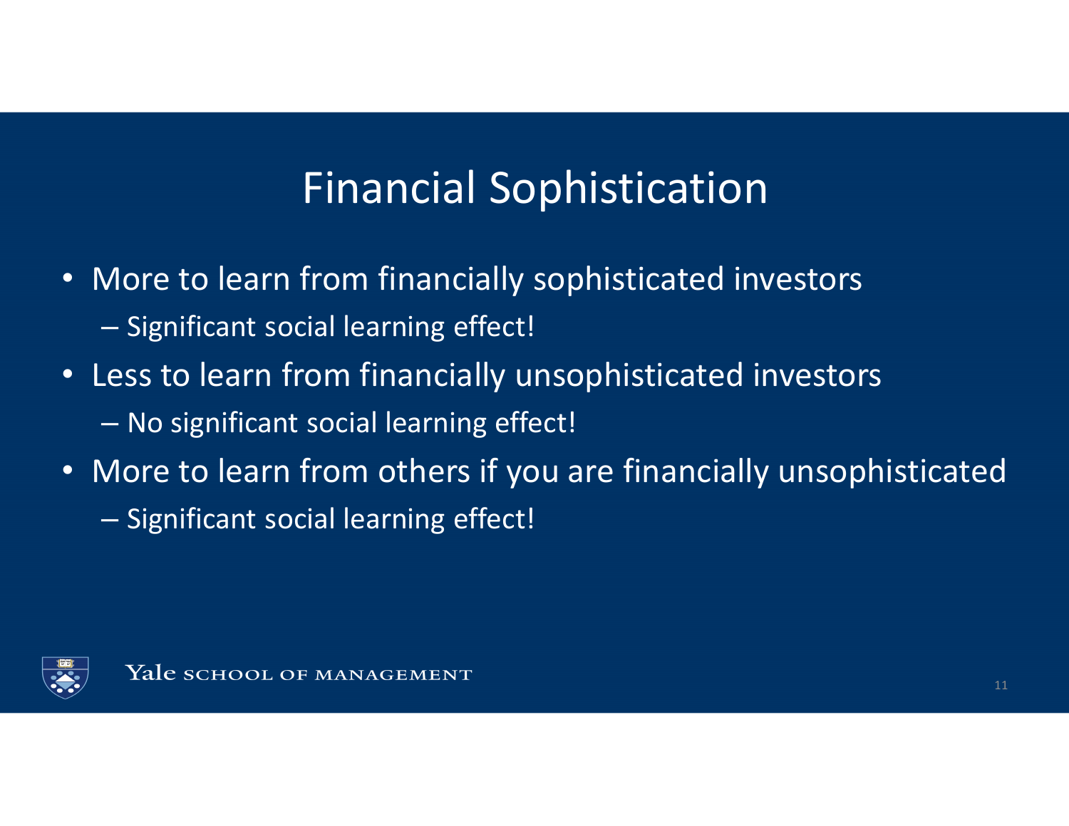# Financial Sophistication

- More to learn from financially sophisticated investors
  - Significant social learning effect!
- Less to learn from financially unsophisticated investors
  - No significant social learning effect!
- More to learn from others if you are financially unsophisticated
  - Significant social learning effect!

Yale SCHOOL OF MANAGEMENT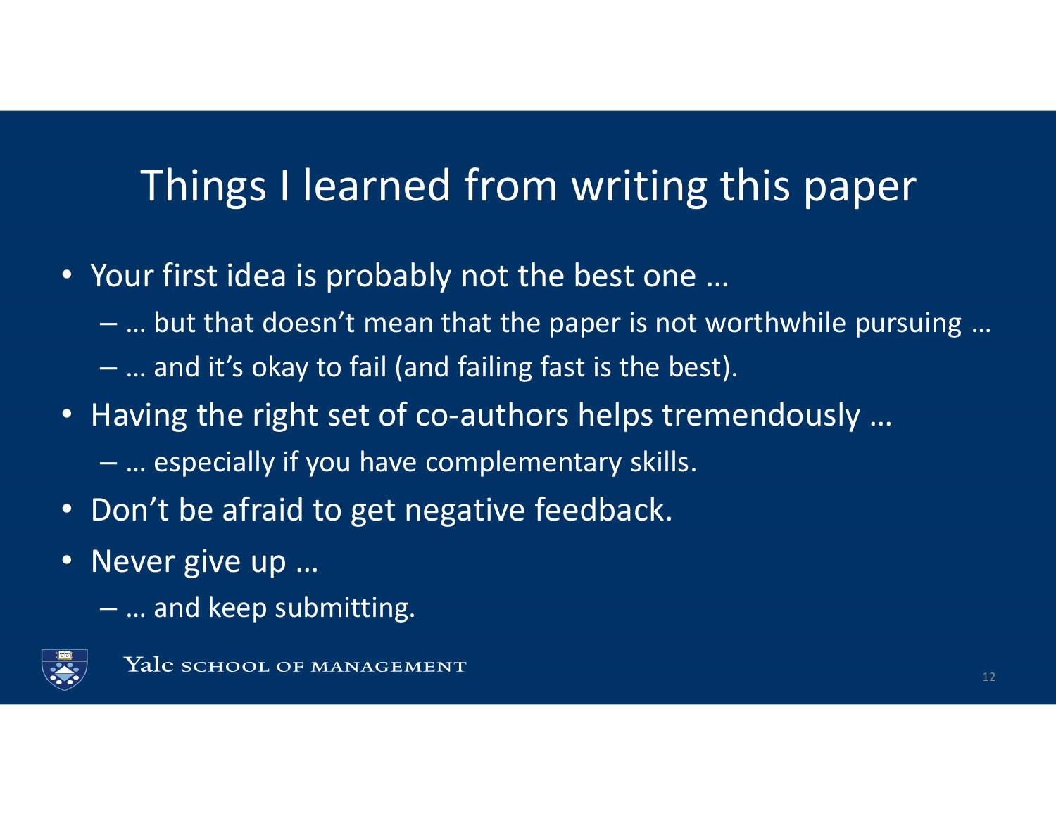# Things I learned from writing this paper

- Your first idea is probably not the best one …
  - … but that doesn't mean that the paper is not worthwhile pursuing …
  - … and it's okay to fail (and failing fast is the best).
- Having the right set of co-authors helps tremendously …
  - … especially if you have complementary skills.
- Don't be afraid to get negative feedback.
- Never give up …
  - … and keep submitting.

Yale SCHOOL OF MANAGEMENT